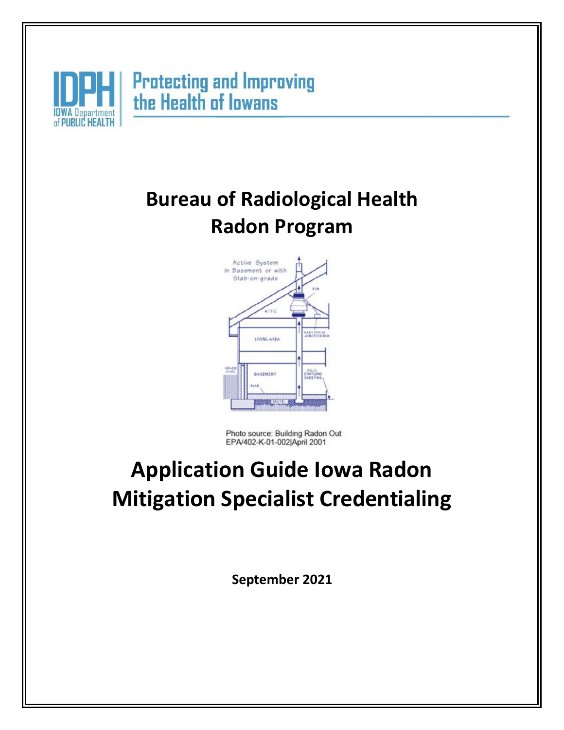IDPH IOWA Department of PUBLIC HEALTH

Protecting and Improving the Health of Iowans

# Bureau of Radiological Health
# Radon Program

Photo source: Building Radon Out
EPA/402-K-01-002|April 2001

# Application Guide Iowa Radon Mitigation Specialist Credentialing

**September 2021**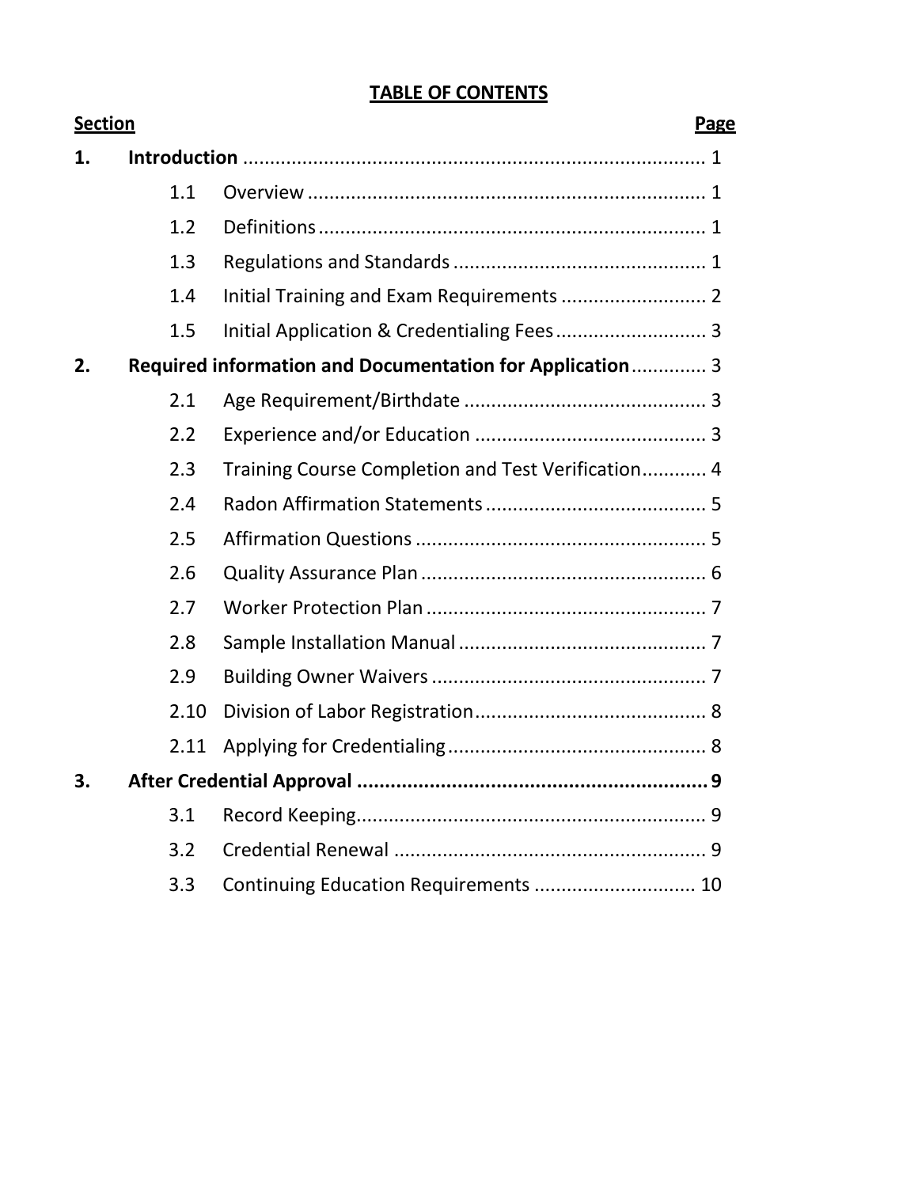## TABLE OF CONTENTS

| Section | | | Page |
|---|---|---|---|
| **1.** | **Introduction** | | **1** |
| | 1.1 | Overview | 1 |
| | 1.2 | Definitions | 1 |
| | 1.3 | Regulations and Standards | 1 |
| | 1.4 | Initial Training and Exam Requirements | 2 |
| | 1.5 | Initial Application & Credentialing Fees | 3 |
| **2.** | **Required information and Documentation for Application** | | **3** |
| | 2.1 | Age Requirement/Birthdate | 3 |
| | 2.2 | Experience and/or Education | 3 |
| | 2.3 | Training Course Completion and Test Verification | 4 |
| | 2.4 | Radon Affirmation Statements | 5 |
| | 2.5 | Affirmation Questions | 5 |
| | 2.6 | Quality Assurance Plan | 6 |
| | 2.7 | Worker Protection Plan | 7 |
| | 2.8 | Sample Installation Manual | 7 |
| | 2.9 | Building Owner Waivers | 7 |
| | 2.10 | Division of Labor Registration | 8 |
| | 2.11 | Applying for Credentialing | 8 |
| **3.** | **After Credential Approval** | | **9** |
| | 3.1 | Record Keeping | 9 |
| | 3.2 | Credential Renewal | 9 |
| | 3.3 | Continuing Education Requirements | 10 |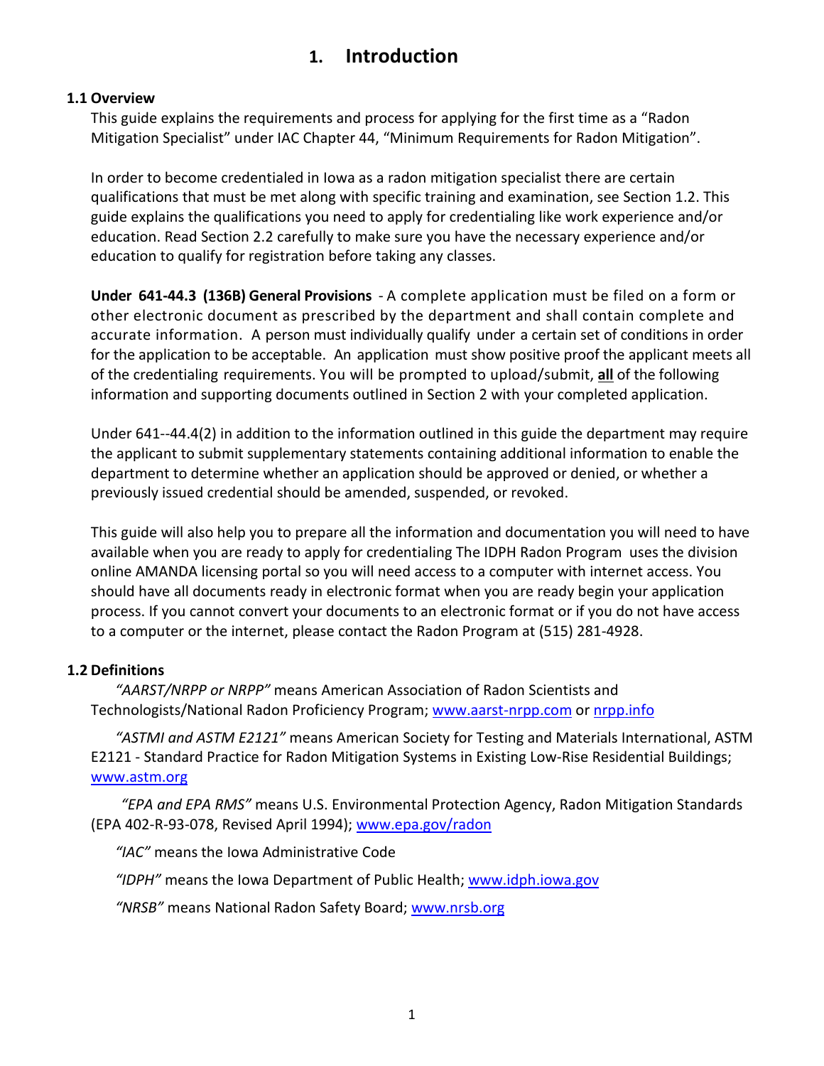# 1. Introduction

## 1.1 Overview

This guide explains the requirements and process for applying for the first time as a "Radon Mitigation Specialist" under IAC Chapter 44, "Minimum Requirements for Radon Mitigation".

In order to become credentialed in Iowa as a radon mitigation specialist there are certain qualifications that must be met along with specific training and examination, see Section 1.2. This guide explains the qualifications you need to apply for credentialing like work experience and/or education. Read Section 2.2 carefully to make sure you have the necessary experience and/or education to qualify for registration before taking any classes.

**Under 641-44.3 (136B) General Provisions** - A complete application must be filed on a form or other electronic document as prescribed by the department and shall contain complete and accurate information. A person must individually qualify under a certain set of conditions in order for the application to be acceptable. An application must show positive proof the applicant meets all of the credentialing requirements. You will be prompted to upload/submit, **all** of the following information and supporting documents outlined in Section 2 with your completed application.

Under 641--44.4(2) in addition to the information outlined in this guide the department may require the applicant to submit supplementary statements containing additional information to enable the department to determine whether an application should be approved or denied, or whether a previously issued credential should be amended, suspended, or revoked.

This guide will also help you to prepare all the information and documentation you will need to have available when you are ready to apply for credentialing The IDPH Radon Program uses the division online AMANDA licensing portal so you will need access to a computer with internet access. You should have all documents ready in electronic format when you are ready begin your application process. If you cannot convert your documents to an electronic format or if you do not have access to a computer or the internet, please contact the Radon Program at (515) 281-4928.

## 1.2 Definitions

*"AARST/NRPP or NRPP"* means American Association of Radon Scientists and Technologists/National Radon Proficiency Program; www.aarst-nrpp.com or nrpp.info

*"ASTMI and ASTM E2121"* means American Society for Testing and Materials International, ASTM E2121 - Standard Practice for Radon Mitigation Systems in Existing Low-Rise Residential Buildings; www.astm.org

*"EPA and EPA RMS"* means U.S. Environmental Protection Agency, Radon Mitigation Standards (EPA 402-R-93-078, Revised April 1994); www.epa.gov/radon

*"IAC"* means the Iowa Administrative Code

*"IDPH"* means the Iowa Department of Public Health; www.idph.iowa.gov

*"NRSB"* means National Radon Safety Board; www.nrsb.org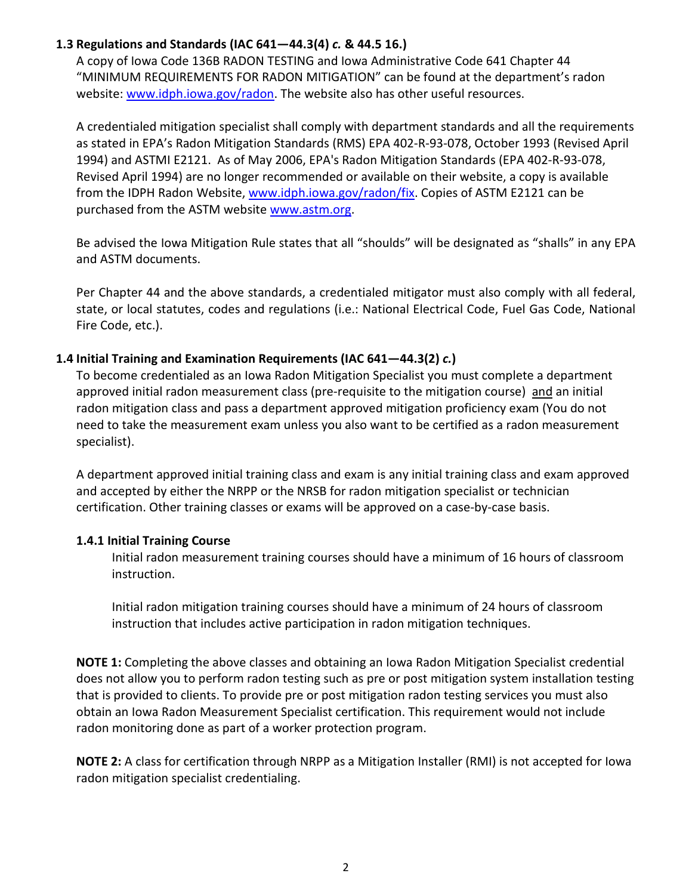### 1.3 Regulations and Standards (IAC 641—44.3(4) *c.* & 44.5 16.)

A copy of Iowa Code 136B RADON TESTING and Iowa Administrative Code 641 Chapter 44 "MINIMUM REQUIREMENTS FOR RADON MITIGATION" can be found at the department's radon website: www.idph.iowa.gov/radon. The website also has other useful resources.

A credentialed mitigation specialist shall comply with department standards and all the requirements as stated in EPA's Radon Mitigation Standards (RMS) EPA 402-R-93-078, October 1993 (Revised April 1994) and ASTMI E2121. As of May 2006, EPA's Radon Mitigation Standards (EPA 402-R-93-078, Revised April 1994) are no longer recommended or available on their website, a copy is available from the IDPH Radon Website, www.idph.iowa.gov/radon/fix. Copies of ASTM E2121 can be purchased from the ASTM website www.astm.org.

Be advised the Iowa Mitigation Rule states that all "shoulds" will be designated as "shalls" in any EPA and ASTM documents.

Per Chapter 44 and the above standards, a credentialed mitigator must also comply with all federal, state, or local statutes, codes and regulations (i.e.: National Electrical Code, Fuel Gas Code, National Fire Code, etc.).

### 1.4 Initial Training and Examination Requirements (IAC 641—44.3(2) *c.*)

To become credentialed as an Iowa Radon Mitigation Specialist you must complete a department approved initial radon measurement class (pre-requisite to the mitigation course) <u>and</u> an initial radon mitigation class and pass a department approved mitigation proficiency exam (You do not need to take the measurement exam unless you also want to be certified as a radon measurement specialist).

A department approved initial training class and exam is any initial training class and exam approved and accepted by either the NRPP or the NRSB for radon mitigation specialist or technician certification. Other training classes or exams will be approved on a case-by-case basis.

#### 1.4.1 Initial Training Course

Initial radon measurement training courses should have a minimum of 16 hours of classroom instruction.

Initial radon mitigation training courses should have a minimum of 24 hours of classroom instruction that includes active participation in radon mitigation techniques.

**NOTE 1:** Completing the above classes and obtaining an Iowa Radon Mitigation Specialist credential does not allow you to perform radon testing such as pre or post mitigation system installation testing that is provided to clients. To provide pre or post mitigation radon testing services you must also obtain an Iowa Radon Measurement Specialist certification. This requirement would not include radon monitoring done as part of a worker protection program.

**NOTE 2:** A class for certification through NRPP as a Mitigation Installer (RMI) is not accepted for Iowa radon mitigation specialist credentialing.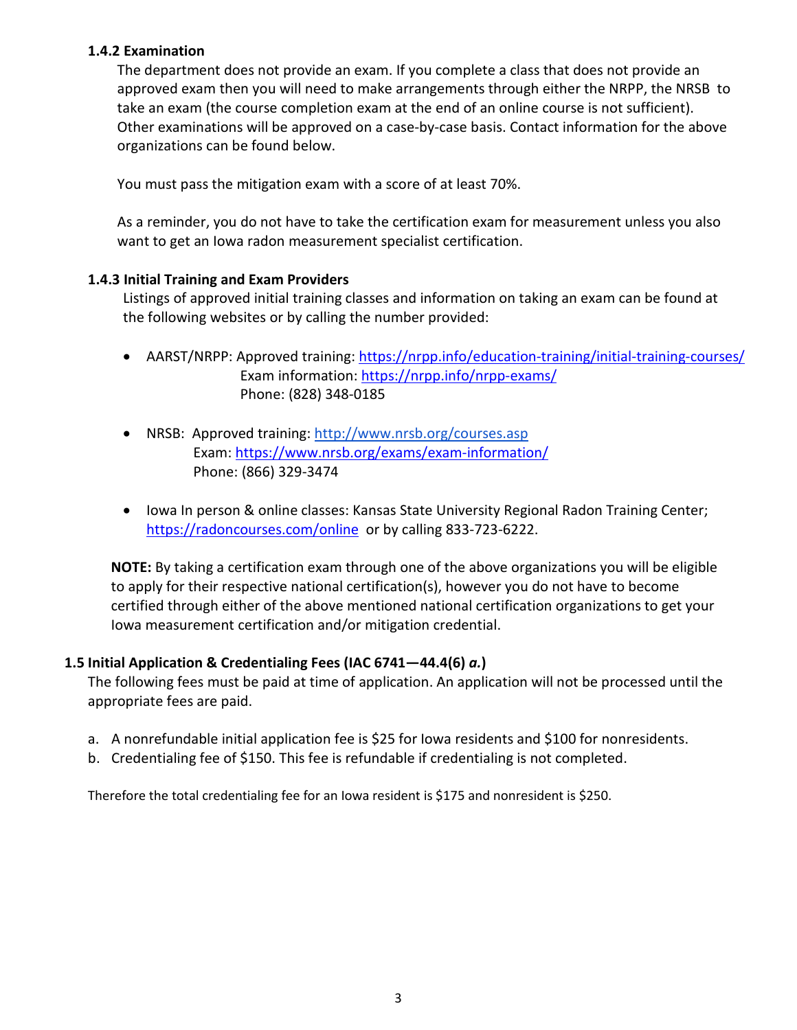#### 1.4.2 Examination

The department does not provide an exam. If you complete a class that does not provide an approved exam then you will need to make arrangements through either the NRPP, the NRSB to take an exam (the course completion exam at the end of an online course is not sufficient). Other examinations will be approved on a case-by-case basis. Contact information for the above organizations can be found below.

You must pass the mitigation exam with a score of at least 70%.

As a reminder, you do not have to take the certification exam for measurement unless you also want to get an Iowa radon measurement specialist certification.

#### 1.4.3 Initial Training and Exam Providers

Listings of approved initial training classes and information on taking an exam can be found at the following websites or by calling the number provided:

- AARST/NRPP: Approved training: https://nrpp.info/education-training/initial-training-courses/
  Exam information: https://nrpp.info/nrpp-exams/
  Phone: (828) 348-0185

- NRSB: Approved training: http://www.nrsb.org/courses.asp
  Exam: https://www.nrsb.org/exams/exam-information/
  Phone: (866) 329-3474

- Iowa In person & online classes: Kansas State University Regional Radon Training Center; https://radoncourses.com/online or by calling 833-723-6222.

**NOTE:** By taking a certification exam through one of the above organizations you will be eligible to apply for their respective national certification(s), however you do not have to become certified through either of the above mentioned national certification organizations to get your Iowa measurement certification and/or mitigation credential.

### 1.5 Initial Application & Credentialing Fees (IAC 6741—44.4(6) *a.*)

The following fees must be paid at time of application. An application will not be processed until the appropriate fees are paid.

a. A nonrefundable initial application fee is $25 for Iowa residents and $100 for nonresidents.
b. Credentialing fee of $150. This fee is refundable if credentialing is not completed.

Therefore the total credentialing fee for an Iowa resident is $175 and nonresident is $250.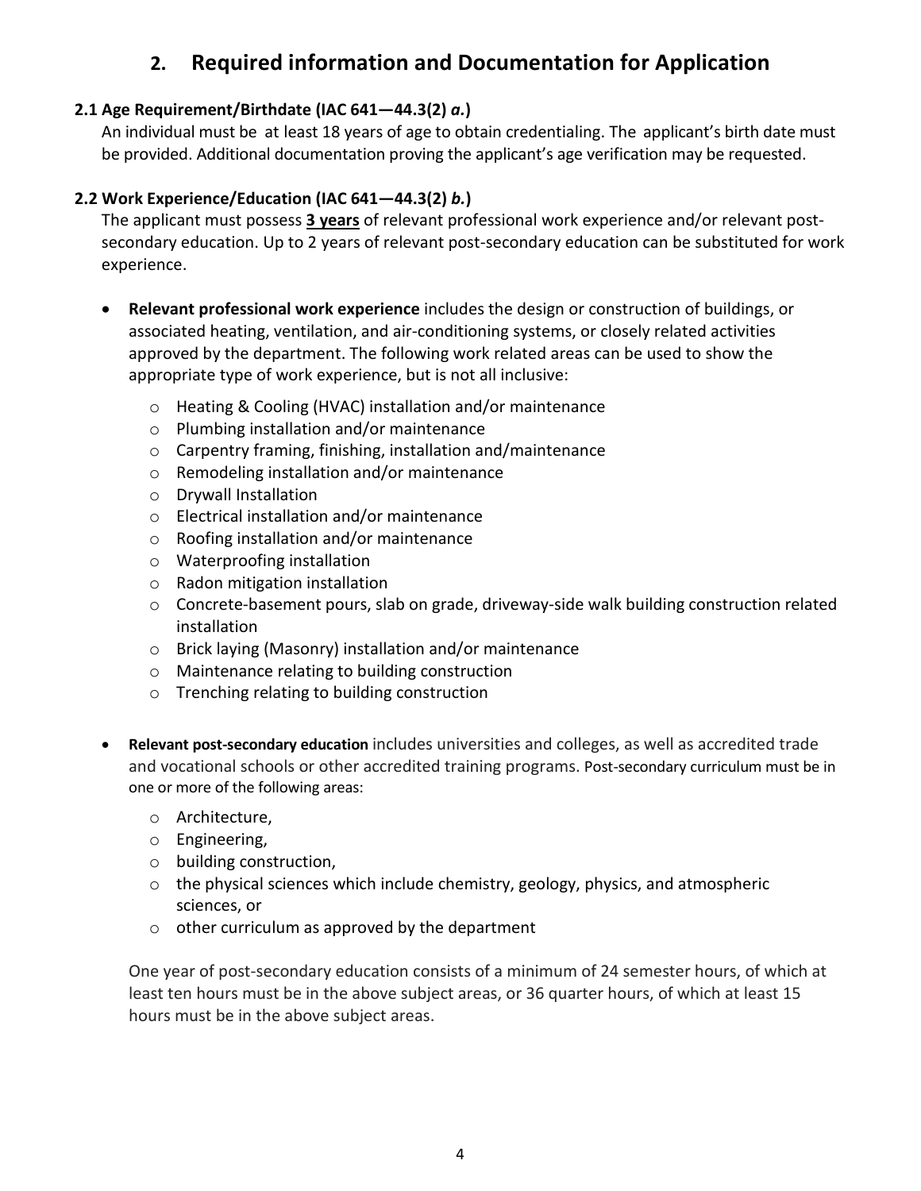## 2. Required information and Documentation for Application

### 2.1 Age Requirement/Birthdate (IAC 641—44.3(2) *a.*)

An individual must be at least 18 years of age to obtain credentialing. The applicant's birth date must be provided. Additional documentation proving the applicant's age verification may be requested.

### 2.2 Work Experience/Education (IAC 641—44.3(2) *b.*)

The applicant must possess **3 years** of relevant professional work experience and/or relevant post-secondary education. Up to 2 years of relevant post-secondary education can be substituted for work experience.

- **Relevant professional work experience** includes the design or construction of buildings, or associated heating, ventilation, and air-conditioning systems, or closely related activities approved by the department. The following work related areas can be used to show the appropriate type of work experience, but is not all inclusive:
  - Heating & Cooling (HVAC) installation and/or maintenance
  - Plumbing installation and/or maintenance
  - Carpentry framing, finishing, installation and/maintenance
  - Remodeling installation and/or maintenance
  - Drywall Installation
  - Electrical installation and/or maintenance
  - Roofing installation and/or maintenance
  - Waterproofing installation
  - Radon mitigation installation
  - Concrete-basement pours, slab on grade, driveway-side walk building construction related installation
  - Brick laying (Masonry) installation and/or maintenance
  - Maintenance relating to building construction
  - Trenching relating to building construction

- **Relevant post-secondary education** includes universities and colleges, as well as accredited trade and vocational schools or other accredited training programs. Post-secondary curriculum must be in one or more of the following areas:
  - Architecture,
  - Engineering,
  - building construction,
  - the physical sciences which include chemistry, geology, physics, and atmospheric sciences, or
  - other curriculum as approved by the department

  One year of post-secondary education consists of a minimum of 24 semester hours, of which at least ten hours must be in the above subject areas, or 36 quarter hours, of which at least 15 hours must be in the above subject areas.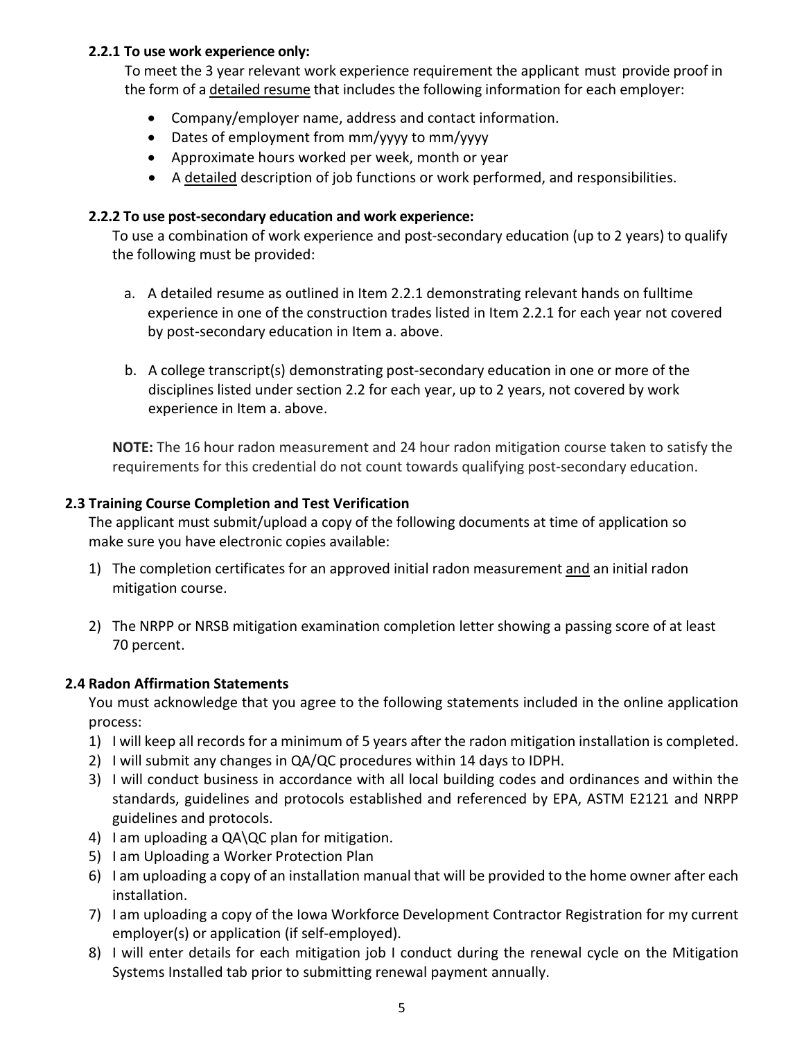**2.2.1 To use work experience only:**

To meet the 3 year relevant work experience requirement the applicant must provide proof in the form of a detailed resume that includes the following information for each employer:

- Company/employer name, address and contact information.
- Dates of employment from mm/yyyy to mm/yyyy
- Approximate hours worked per week, month or year
- A detailed description of job functions or work performed, and responsibilities.

**2.2.2 To use post-secondary education and work experience:**

To use a combination of work experience and post-secondary education (up to 2 years) to qualify the following must be provided:

a. A detailed resume as outlined in Item 2.2.1 demonstrating relevant hands on fulltime experience in one of the construction trades listed in Item 2.2.1 for each year not covered by post-secondary education in Item a. above.

b. A college transcript(s) demonstrating post-secondary education in one or more of the disciplines listed under section 2.2 for each year, up to 2 years, not covered by work experience in Item a. above.

**NOTE:** The 16 hour radon measurement and 24 hour radon mitigation course taken to satisfy the requirements for this credential do not count towards qualifying post-secondary education.

**2.3 Training Course Completion and Test Verification**

The applicant must submit/upload a copy of the following documents at time of application so make sure you have electronic copies available:

1) The completion certificates for an approved initial radon measurement and an initial radon mitigation course.

2) The NRPP or NRSB mitigation examination completion letter showing a passing score of at least 70 percent.

**2.4 Radon Affirmation Statements**

You must acknowledge that you agree to the following statements included in the online application process:

1) I will keep all records for a minimum of 5 years after the radon mitigation installation is completed.
2) I will submit any changes in QA/QC procedures within 14 days to IDPH.
3) I will conduct business in accordance with all local building codes and ordinances and within the standards, guidelines and protocols established and referenced by EPA, ASTM E2121 and NRPP guidelines and protocols.
4) I am uploading a QA\QC plan for mitigation.
5) I am Uploading a Worker Protection Plan
6) I am uploading a copy of an installation manual that will be provided to the home owner after each installation.
7) I am uploading a copy of the Iowa Workforce Development Contractor Registration for my current employer(s) or application (if self-employed).
8) I will enter details for each mitigation job I conduct during the renewal cycle on the Mitigation Systems Installed tab prior to submitting renewal payment annually.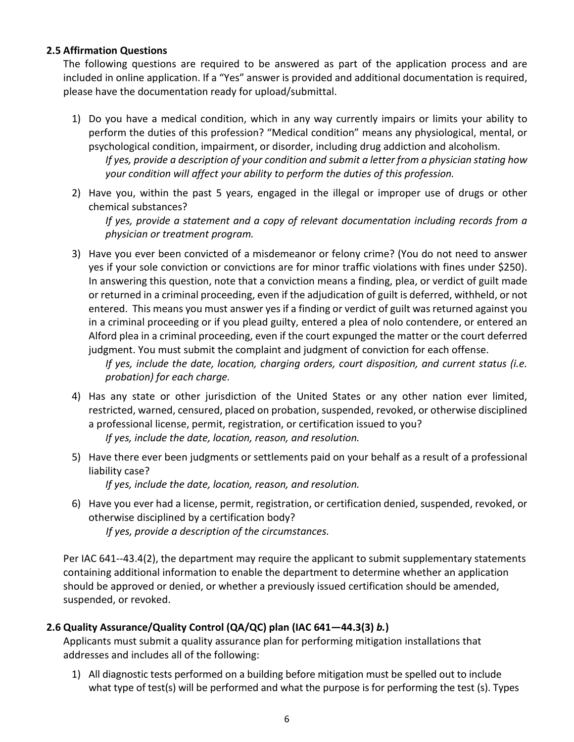### 2.5 Affirmation Questions

The following questions are required to be answered as part of the application process and are included in online application. If a "Yes" answer is provided and additional documentation is required, please have the documentation ready for upload/submittal.

1) Do you have a medical condition, which in any way currently impairs or limits your ability to perform the duties of this profession? "Medical condition" means any physiological, mental, or psychological condition, impairment, or disorder, including drug addiction and alcoholism.
   *If yes, provide a description of your condition and submit a letter from a physician stating how your condition will affect your ability to perform the duties of this profession.*
2) Have you, within the past 5 years, engaged in the illegal or improper use of drugs or other chemical substances?
   *If yes, provide a statement and a copy of relevant documentation including records from a physician or treatment program.*
3) Have you ever been convicted of a misdemeanor or felony crime? (You do not need to answer yes if your sole conviction or convictions are for minor traffic violations with fines under $250). In answering this question, note that a conviction means a finding, plea, or verdict of guilt made or returned in a criminal proceeding, even if the adjudication of guilt is deferred, withheld, or not entered. This means you must answer yes if a finding or verdict of guilt was returned against you in a criminal proceeding or if you plead guilty, entered a plea of nolo contendere, or entered an Alford plea in a criminal proceeding, even if the court expunged the matter or the court deferred judgment. You must submit the complaint and judgment of conviction for each offense.
   *If yes, include the date, location, charging orders, court disposition, and current status (i.e. probation) for each charge.*
4) Has any state or other jurisdiction of the United States or any other nation ever limited, restricted, warned, censured, placed on probation, suspended, revoked, or otherwise disciplined a professional license, permit, registration, or certification issued to you?
   *If yes, include the date, location, reason, and resolution.*
5) Have there ever been judgments or settlements paid on your behalf as a result of a professional liability case?
   *If yes, include the date, location, reason, and resolution.*
6) Have you ever had a license, permit, registration, or certification denied, suspended, revoked, or otherwise disciplined by a certification body?
   *If yes, provide a description of the circumstances.*

Per IAC 641--43.4(2), the department may require the applicant to submit supplementary statements containing additional information to enable the department to determine whether an application should be approved or denied, or whether a previously issued certification should be amended, suspended, or revoked.

### 2.6 Quality Assurance/Quality Control (QA/QC) plan (IAC 641—44.3(3) *b.*)

Applicants must submit a quality assurance plan for performing mitigation installations that addresses and includes all of the following:

1) All diagnostic tests performed on a building before mitigation must be spelled out to include what type of test(s) will be performed and what the purpose is for performing the test (s). Types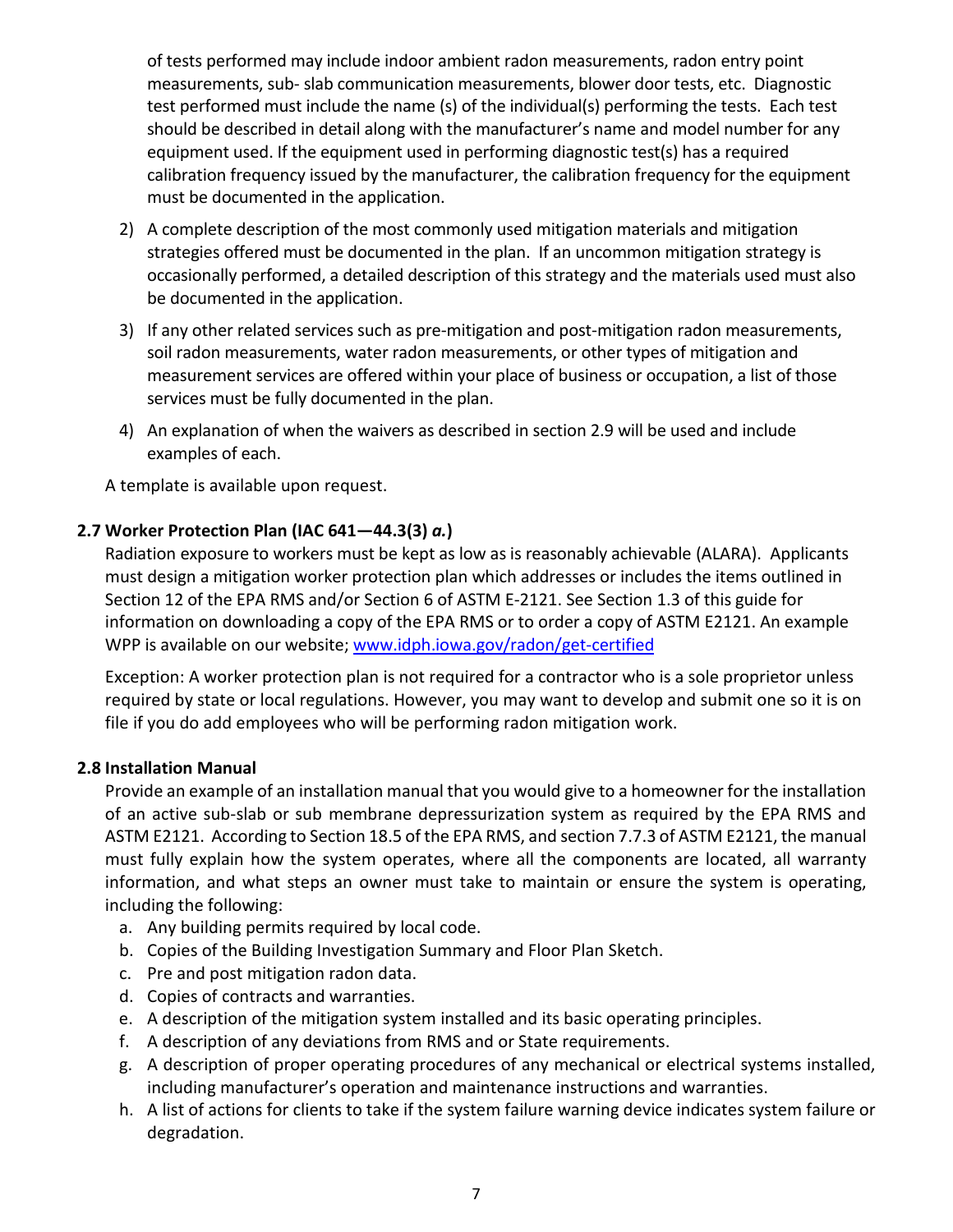of tests performed may include indoor ambient radon measurements, radon entry point measurements, sub- slab communication measurements, blower door tests, etc. Diagnostic test performed must include the name (s) of the individual(s) performing the tests. Each test should be described in detail along with the manufacturer's name and model number for any equipment used. If the equipment used in performing diagnostic test(s) has a required calibration frequency issued by the manufacturer, the calibration frequency for the equipment must be documented in the application.

2) A complete description of the most commonly used mitigation materials and mitigation strategies offered must be documented in the plan. If an uncommon mitigation strategy is occasionally performed, a detailed description of this strategy and the materials used must also be documented in the application.
3) If any other related services such as pre-mitigation and post-mitigation radon measurements, soil radon measurements, water radon measurements, or other types of mitigation and measurement services are offered within your place of business or occupation, a list of those services must be fully documented in the plan.
4) An explanation of when the waivers as described in section 2.9 will be used and include examples of each.

A template is available upon request.

### 2.7 Worker Protection Plan (IAC 641—44.3(3) *a.*)

Radiation exposure to workers must be kept as low as is reasonably achievable (ALARA). Applicants must design a mitigation worker protection plan which addresses or includes the items outlined in Section 12 of the EPA RMS and/or Section 6 of ASTM E-2121. See Section 1.3 of this guide for information on downloading a copy of the EPA RMS or to order a copy of ASTM E2121. An example WPP is available on our website; www.idph.iowa.gov/radon/get-certified

Exception: A worker protection plan is not required for a contractor who is a sole proprietor unless required by state or local regulations. However, you may want to develop and submit one so it is on file if you do add employees who will be performing radon mitigation work.

### 2.8 Installation Manual

Provide an example of an installation manual that you would give to a homeowner for the installation of an active sub-slab or sub membrane depressurization system as required by the EPA RMS and ASTM E2121. According to Section 18.5 of the EPA RMS, and section 7.7.3 of ASTM E2121, the manual must fully explain how the system operates, where all the components are located, all warranty information, and what steps an owner must take to maintain or ensure the system is operating, including the following:

a. Any building permits required by local code.
b. Copies of the Building Investigation Summary and Floor Plan Sketch.
c. Pre and post mitigation radon data.
d. Copies of contracts and warranties.
e. A description of the mitigation system installed and its basic operating principles.
f. A description of any deviations from RMS and or State requirements.
g. A description of proper operating procedures of any mechanical or electrical systems installed, including manufacturer's operation and maintenance instructions and warranties.
h. A list of actions for clients to take if the system failure warning device indicates system failure or degradation.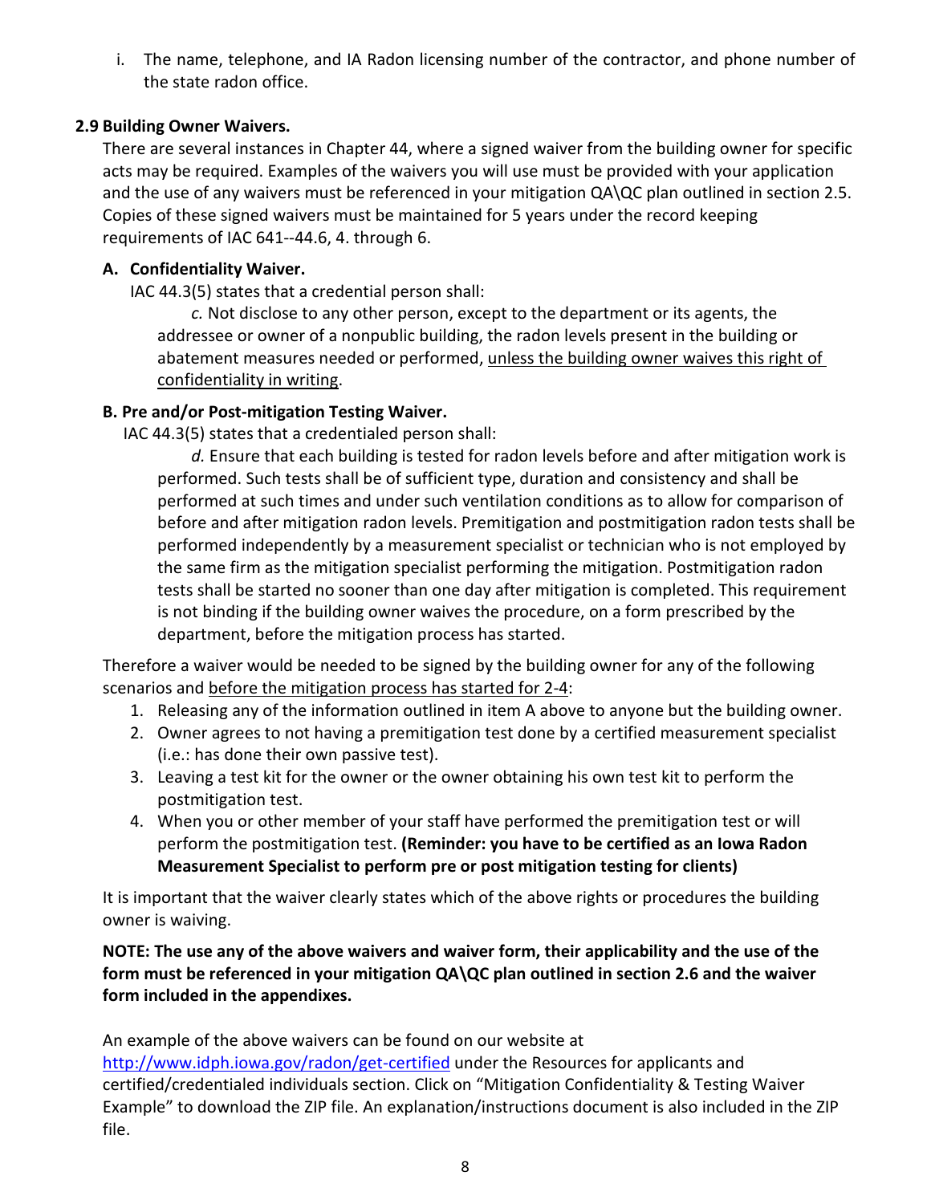i. The name, telephone, and IA Radon licensing number of the contractor, and phone number of the state radon office.

### 2.9 Building Owner Waivers.

There are several instances in Chapter 44, where a signed waiver from the building owner for specific acts may be required. Examples of the waivers you will use must be provided with your application and the use of any waivers must be referenced in your mitigation QA\QC plan outlined in section 2.5. Copies of these signed waivers must be maintained for 5 years under the record keeping requirements of IAC 641--44.6, 4. through 6.

#### A. Confidentiality Waiver.

IAC 44.3(5) states that a credential person shall:

> *c.* Not disclose to any other person, except to the department or its agents, the addressee or owner of a nonpublic building, the radon levels present in the building or abatement measures needed or performed, <u>unless the building owner waives this right of confidentiality in writing</u>.

#### B. Pre and/or Post-mitigation Testing Waiver.

IAC 44.3(5) states that a credentialed person shall:

> *d.* Ensure that each building is tested for radon levels before and after mitigation work is performed. Such tests shall be of sufficient type, duration and consistency and shall be performed at such times and under such ventilation conditions as to allow for comparison of before and after mitigation radon levels. Premitigation and postmitigation radon tests shall be performed independently by a measurement specialist or technician who is not employed by the same firm as the mitigation specialist performing the mitigation. Postmitigation radon tests shall be started no sooner than one day after mitigation is completed. This requirement is not binding if the building owner waives the procedure, on a form prescribed by the department, before the mitigation process has started.

Therefore a waiver would be needed to be signed by the building owner for any of the following scenarios and <u>before the mitigation process has started for 2-4</u>:

1. Releasing any of the information outlined in item A above to anyone but the building owner.
2. Owner agrees to not having a premitigation test done by a certified measurement specialist (i.e.: has done their own passive test).
3. Leaving a test kit for the owner or the owner obtaining his own test kit to perform the postmitigation test.
4. When you or other member of your staff have performed the premitigation test or will perform the postmitigation test. **(Reminder: you have to be certified as an Iowa Radon Measurement Specialist to perform pre or post mitigation testing for clients)**

It is important that the waiver clearly states which of the above rights or procedures the building owner is waiving.

**NOTE: The use any of the above waivers and waiver form, their applicability and the use of the form must be referenced in your mitigation QA\QC plan outlined in section 2.6 and the waiver form included in the appendixes.**

An example of the above waivers can be found on our website at http://www.idph.iowa.gov/radon/get-certified under the Resources for applicants and certified/credentialed individuals section. Click on "Mitigation Confidentiality & Testing Waiver Example" to download the ZIP file. An explanation/instructions document is also included in the ZIP file.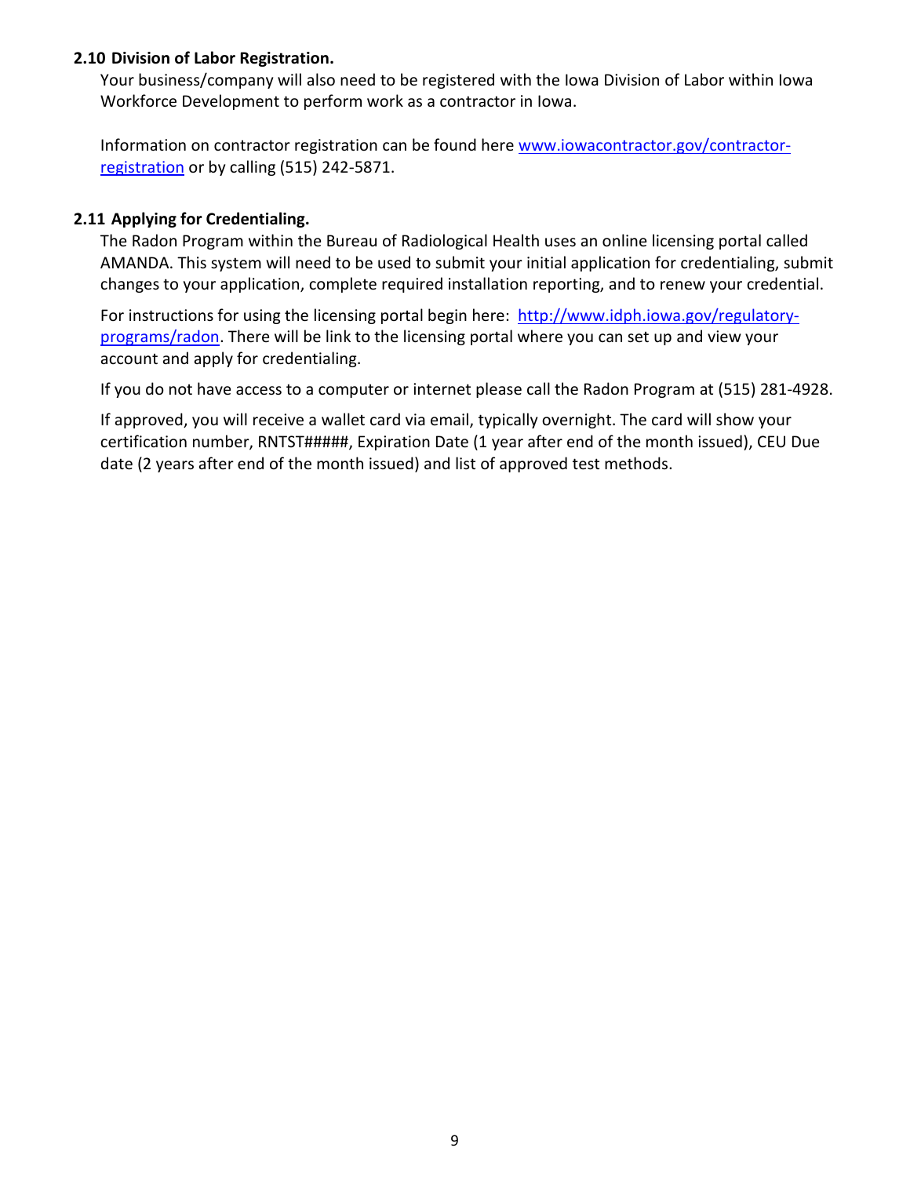### 2.10 Division of Labor Registration.

Your business/company will also need to be registered with the Iowa Division of Labor within Iowa Workforce Development to perform work as a contractor in Iowa.

Information on contractor registration can be found here [www.iowacontractor.gov/contractor-registration](www.iowacontractor.gov/contractor-registration) or by calling (515) 242-5871.

### 2.11 Applying for Credentialing.

The Radon Program within the Bureau of Radiological Health uses an online licensing portal called AMANDA. This system will need to be used to submit your initial application for credentialing, submit changes to your application, complete required installation reporting, and to renew your credential.

For instructions for using the licensing portal begin here: [http://www.idph.iowa.gov/regulatory-programs/radon](http://www.idph.iowa.gov/regulatory-programs/radon). There will be link to the licensing portal where you can set up and view your account and apply for credentialing.

If you do not have access to a computer or internet please call the Radon Program at (515) 281-4928.

If approved, you will receive a wallet card via email, typically overnight. The card will show your certification number, RNTST#####, Expiration Date (1 year after end of the month issued), CEU Due date (2 years after end of the month issued) and list of approved test methods.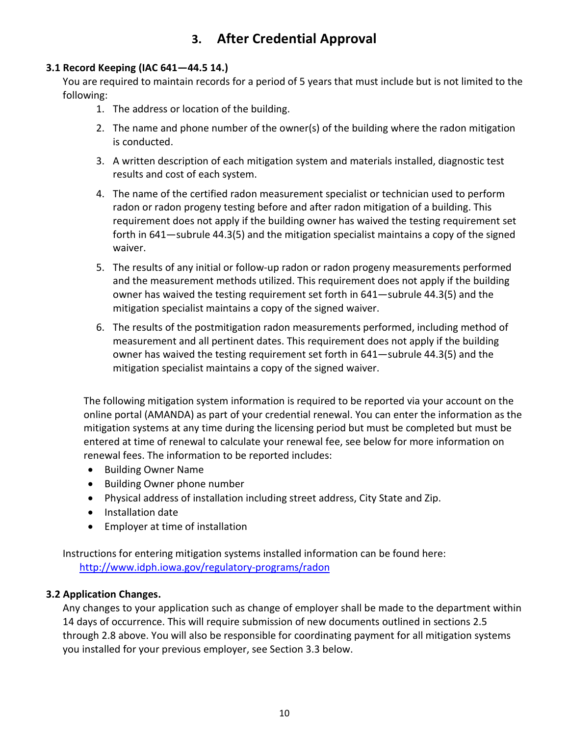# 3. After Credential Approval

**3.1 Record Keeping (IAC 641—44.5 14.)**

You are required to maintain records for a period of 5 years that must include but is not limited to the following:

1. The address or location of the building.
2. The name and phone number of the owner(s) of the building where the radon mitigation is conducted.
3. A written description of each mitigation system and materials installed, diagnostic test results and cost of each system.
4. The name of the certified radon measurement specialist or technician used to perform radon or radon progeny testing before and after radon mitigation of a building. This requirement does not apply if the building owner has waived the testing requirement set forth in 641—subrule 44.3(5) and the mitigation specialist maintains a copy of the signed waiver.
5. The results of any initial or follow-up radon or radon progeny measurements performed and the measurement methods utilized. This requirement does not apply if the building owner has waived the testing requirement set forth in 641—subrule 44.3(5) and the mitigation specialist maintains a copy of the signed waiver.
6. The results of the postmitigation radon measurements performed, including method of measurement and all pertinent dates. This requirement does not apply if the building owner has waived the testing requirement set forth in 641—subrule 44.3(5) and the mitigation specialist maintains a copy of the signed waiver.

The following mitigation system information is required to be reported via your account on the online portal (AMANDA) as part of your credential renewal. You can enter the information as the mitigation systems at any time during the licensing period but must be completed but must be entered at time of renewal to calculate your renewal fee, see below for more information on renewal fees. The information to be reported includes:

- Building Owner Name
- Building Owner phone number
- Physical address of installation including street address, City State and Zip.
- Installation date
- Employer at time of installation

Instructions for entering mitigation systems installed information can be found here:
http://www.idph.iowa.gov/regulatory-programs/radon

**3.2 Application Changes.**

Any changes to your application such as change of employer shall be made to the department within 14 days of occurrence. This will require submission of new documents outlined in sections 2.5 through 2.8 above. You will also be responsible for coordinating payment for all mitigation systems you installed for your previous employer, see Section 3.3 below.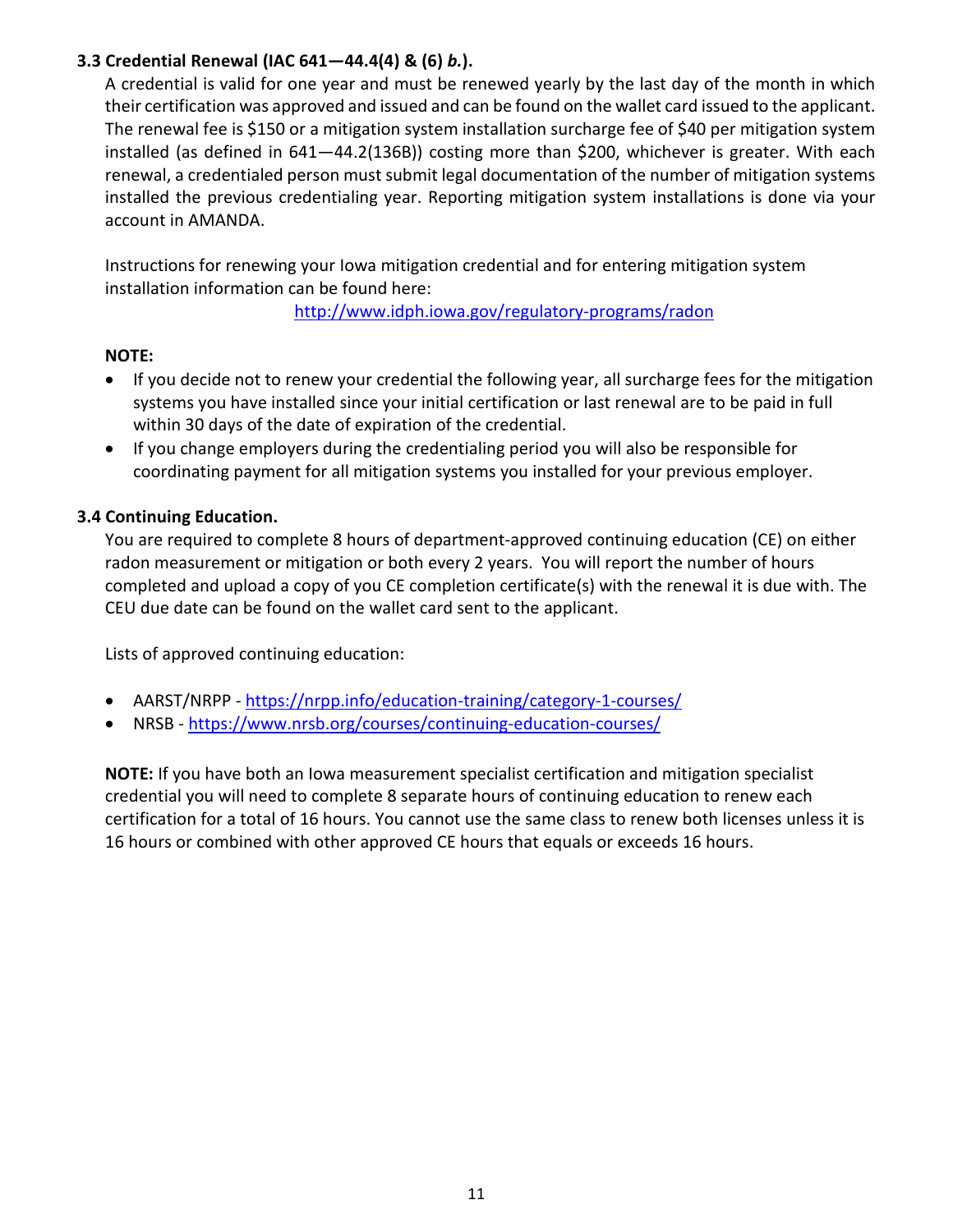### 3.3 Credential Renewal (IAC 641—44.4(4) & (6) *b.*).

A credential is valid for one year and must be renewed yearly by the last day of the month in which their certification was approved and issued and can be found on the wallet card issued to the applicant. The renewal fee is $150 or a mitigation system installation surcharge fee of $40 per mitigation system installed (as defined in 641—44.2(136B)) costing more than $200, whichever is greater. With each renewal, a credentialed person must submit legal documentation of the number of mitigation systems installed the previous credentialing year. Reporting mitigation system installations is done via your account in AMANDA.

Instructions for renewing your Iowa mitigation credential and for entering mitigation system installation information can be found here:

http://www.idph.iowa.gov/regulatory-programs/radon

**NOTE:**

- If you decide not to renew your credential the following year, all surcharge fees for the mitigation systems you have installed since your initial certification or last renewal are to be paid in full within 30 days of the date of expiration of the credential.
- If you change employers during the credentialing period you will also be responsible for coordinating payment for all mitigation systems you installed for your previous employer.

### 3.4 Continuing Education.

You are required to complete 8 hours of department-approved continuing education (CE) on either radon measurement or mitigation or both every 2 years. You will report the number of hours completed and upload a copy of you CE completion certificate(s) with the renewal it is due with. The CEU due date can be found on the wallet card sent to the applicant.

Lists of approved continuing education:

- AARST/NRPP - https://nrpp.info/education-training/category-1-courses/
- NRSB - https://www.nrsb.org/courses/continuing-education-courses/

**NOTE:** If you have both an Iowa measurement specialist certification and mitigation specialist credential you will need to complete 8 separate hours of continuing education to renew each certification for a total of 16 hours. You cannot use the same class to renew both licenses unless it is 16 hours or combined with other approved CE hours that equals or exceeds 16 hours.